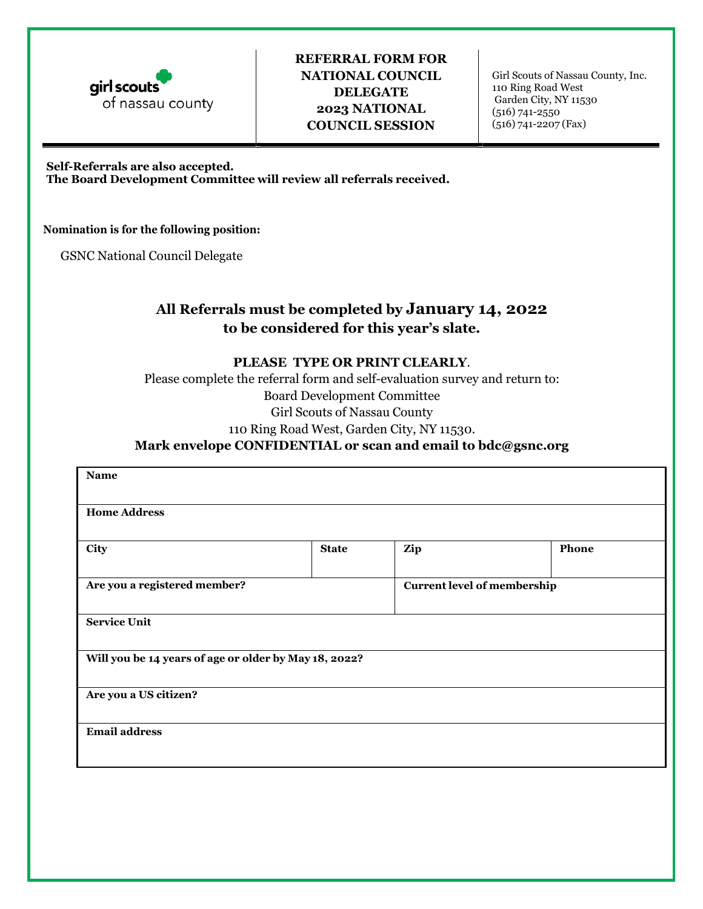girl scouts
of nassau county

**REFERRAL FORM FOR NATIONAL COUNCIL DELEGATE**
**2023 NATIONAL COUNCIL SESSION**

Girl Scouts of Nassau County, Inc.
110 Ring Road West
Garden City, NY 11530
(516) 741-2550
(516) 741-2207 (Fax)

**Self-Referrals are also accepted.**
**The Board Development Committee will review all referrals received.**

**Nomination is for the following position:**

GSNC National Council Delegate

**All Referrals must be completed by January 14, 2022 to be considered for this year's slate.**

**PLEASE TYPE OR PRINT CLEARLY**.

Please complete the referral form and self-evaluation survey and return to:
Board Development Committee
Girl Scouts of Nassau County
110 Ring Road West, Garden City, NY 11530.
**Mark envelope CONFIDENTIAL or scan and email to bdc@gsnc.org**

| **Name** | | | |
|---|---|---|---|
| **Home Address** | | | |
| **City** | **State** | **Zip** | **Phone** |
| **Are you a registered member?** | | **Current level of membership** | |
| **Service Unit** | | | |
| **Will you be 14 years of age or older by May 18, 2022?** | | | |
| **Are you a US citizen?** | | | |
| **Email address** | | | |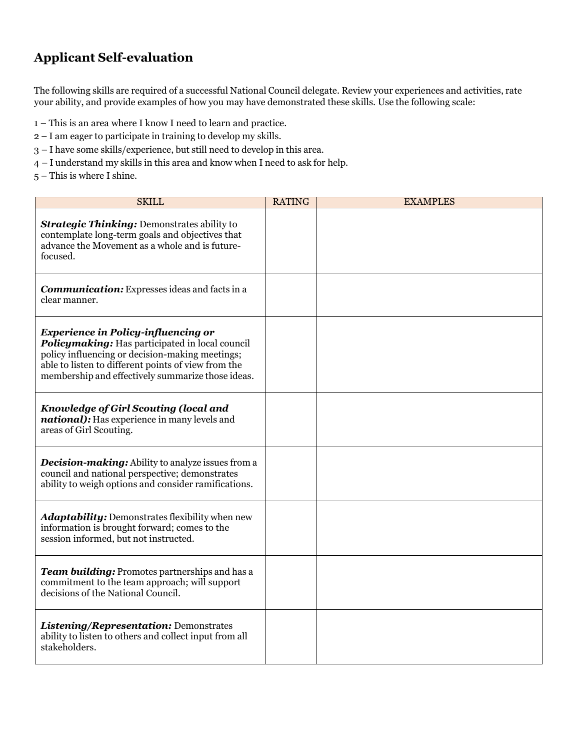## Applicant Self-evaluation

The following skills are required of a successful National Council delegate. Review your experiences and activities, rate your ability, and provide examples of how you may have demonstrated these skills. Use the following scale:

1 – This is an area where I know I need to learn and practice.
2 – I am eager to participate in training to develop my skills.
3 – I have some skills/experience, but still need to develop in this area.
4 – I understand my skills in this area and know when I need to ask for help.
5 – This is where I shine.

| SKILL | RATING | EXAMPLES |
|---|---|---|
| ***Strategic Thinking:*** Demonstrates ability to contemplate long-term goals and objectives that advance the Movement as a whole and is future-focused. | | |
| ***Communication:*** Expresses ideas and facts in a clear manner. | | |
| ***Experience in Policy-influencing or Policymaking:*** Has participated in local council policy influencing or decision-making meetings; able to listen to different points of view from the membership and effectively summarize those ideas. | | |
| ***Knowledge of Girl Scouting (local and national):*** Has experience in many levels and areas of Girl Scouting. | | |
| ***Decision-making:*** Ability to analyze issues from a council and national perspective; demonstrates ability to weigh options and consider ramifications. | | |
| ***Adaptability:*** Demonstrates flexibility when new information is brought forward; comes to the session informed, but not instructed. | | |
| ***Team building:*** Promotes partnerships and has a commitment to the team approach; will support decisions of the National Council. | | |
| ***Listening/Representation:*** Demonstrates ability to listen to others and collect input from all stakeholders. | | |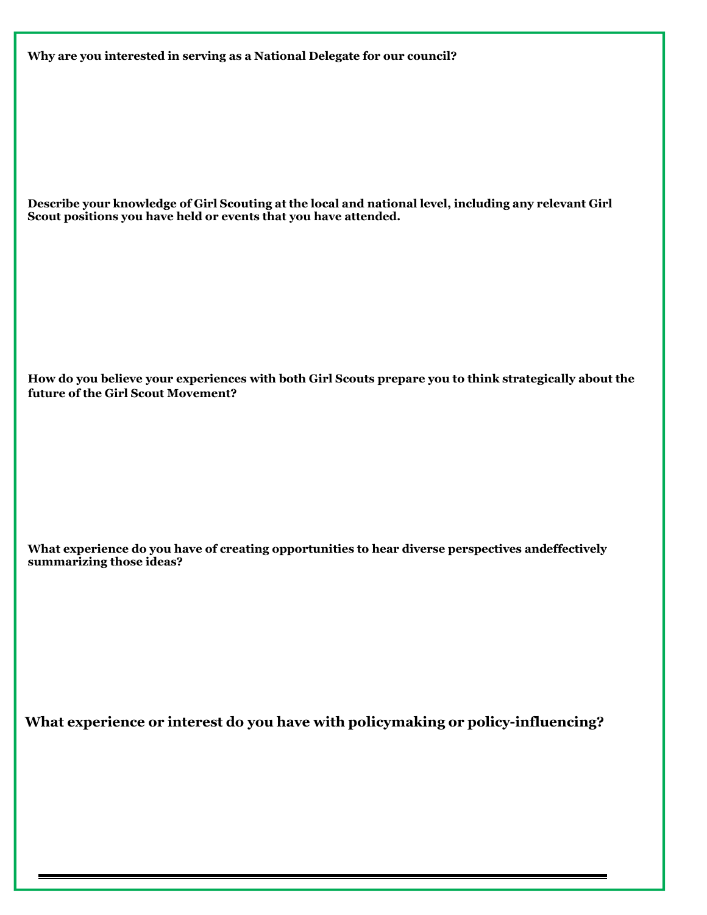**Why are you interested in serving as a National Delegate for our council?**

**Describe your knowledge of Girl Scouting at the local and national level, including any relevant Girl Scout positions you have held or events that you have attended.**

**How do you believe your experiences with both Girl Scouts prepare you to think strategically about the future of the Girl Scout Movement?**

**What experience do you have of creating opportunities to hear diverse perspectives andeffectively summarizing those ideas?**

**What experience or interest do you have with policymaking or policy-influencing?**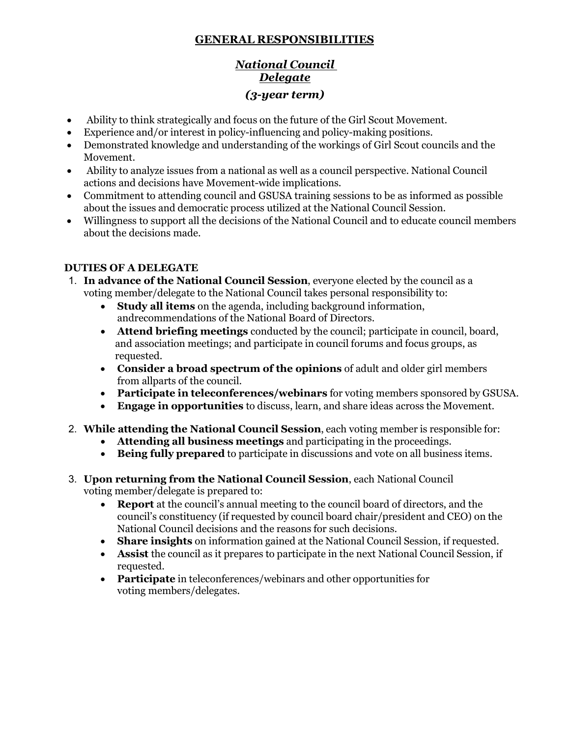## GENERAL RESPONSIBILITIES

### *National Council Delegate*

### *(3-year term)*

- Ability to think strategically and focus on the future of the Girl Scout Movement.
- Experience and/or interest in policy-influencing and policy-making positions.
- Demonstrated knowledge and understanding of the workings of Girl Scout councils and the Movement.
- Ability to analyze issues from a national as well as a council perspective. National Council actions and decisions have Movement-wide implications.
- Commitment to attending council and GSUSA training sessions to be as informed as possible about the issues and democratic process utilized at the National Council Session.
- Willingness to support all the decisions of the National Council and to educate council members about the decisions made.

**DUTIES OF A DELEGATE**

1. **In advance of the National Council Session**, everyone elected by the council as a voting member/delegate to the National Council takes personal responsibility to:
   - **Study all items** on the agenda, including background information, andrecommendations of the National Board of Directors.
   - **Attend briefing meetings** conducted by the council; participate in council, board, and association meetings; and participate in council forums and focus groups, as requested.
   - **Consider a broad spectrum of the opinions** of adult and older girl members from allparts of the council.
   - **Participate in teleconferences/webinars** for voting members sponsored by GSUSA.
   - **Engage in opportunities** to discuss, learn, and share ideas across the Movement.
2. **While attending the National Council Session**, each voting member is responsible for:
   - **Attending all business meetings** and participating in the proceedings.
   - **Being fully prepared** to participate in discussions and vote on all business items.
3. **Upon returning from the National Council Session**, each National Council voting member/delegate is prepared to:
   - **Report** at the council's annual meeting to the council board of directors, and the council's constituency (if requested by council board chair/president and CEO) on the National Council decisions and the reasons for such decisions.
   - **Share insights** on information gained at the National Council Session, if requested.
   - **Assist** the council as it prepares to participate in the next National Council Session, if requested.
   - **Participate** in teleconferences/webinars and other opportunities for voting members/delegates.